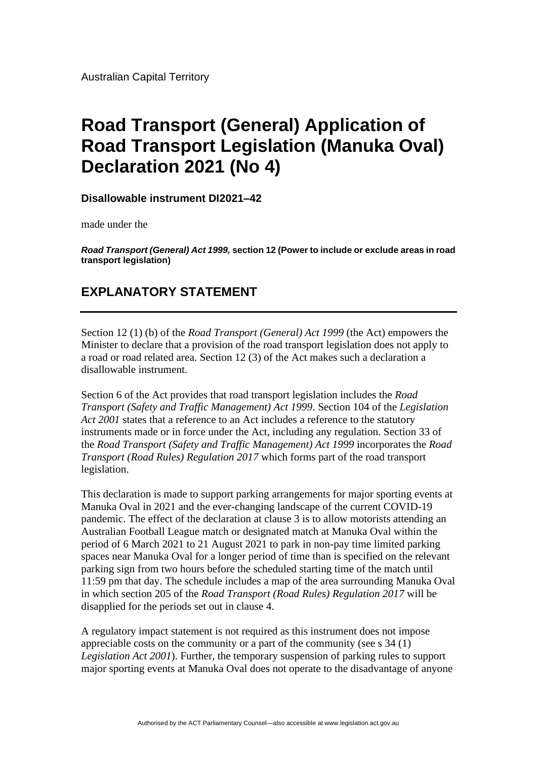Australian Capital Territory

# Road Transport (General) Application of Road Transport Legislation (Manuka Oval) Declaration 2021 (No 4)

**Disallowable instrument DI2021–42**

made under the

***Road Transport (General) Act 1999,* section 12 (Power to include or exclude areas in road transport legislation)**

## EXPLANATORY STATEMENT

Section 12 (1) (b) of the *Road Transport (General) Act 1999* (the Act) empowers the Minister to declare that a provision of the road transport legislation does not apply to a road or road related area. Section 12 (3) of the Act makes such a declaration a disallowable instrument.

Section 6 of the Act provides that road transport legislation includes the *Road Transport (Safety and Traffic Management) Act 1999*. Section 104 of the *Legislation Act 2001* states that a reference to an Act includes a reference to the statutory instruments made or in force under the Act, including any regulation. Section 33 of the *Road Transport (Safety and Traffic Management) Act 1999* incorporates the *Road Transport (Road Rules) Regulation 2017* which forms part of the road transport legislation.

This declaration is made to support parking arrangements for major sporting events at Manuka Oval in 2021 and the ever-changing landscape of the current COVID-19 pandemic. The effect of the declaration at clause 3 is to allow motorists attending an Australian Football League match or designated match at Manuka Oval within the period of 6 March 2021 to 21 August 2021 to park in non-pay time limited parking spaces near Manuka Oval for a longer period of time than is specified on the relevant parking sign from two hours before the scheduled starting time of the match until 11:59 pm that day. The schedule includes a map of the area surrounding Manuka Oval in which section 205 of the *Road Transport (Road Rules) Regulation 2017* will be disapplied for the periods set out in clause 4.

A regulatory impact statement is not required as this instrument does not impose appreciable costs on the community or a part of the community (see s 34 (1) *Legislation Act 2001*). Further, the temporary suspension of parking rules to support major sporting events at Manuka Oval does not operate to the disadvantage of anyone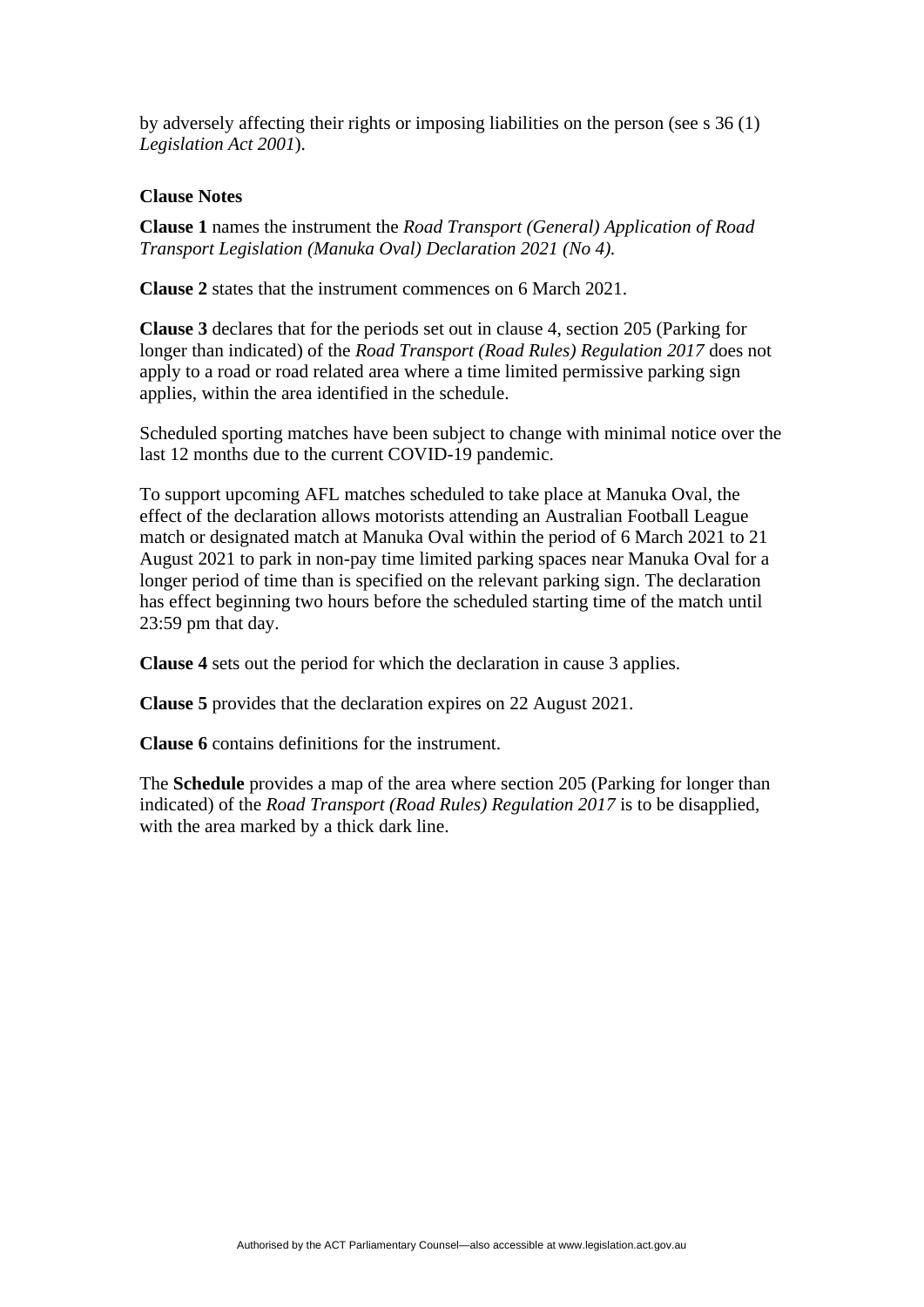by adversely affecting their rights or imposing liabilities on the person (see s 36 (1) *Legislation Act 2001*).

**Clause Notes**

**Clause 1** names the instrument the *Road Transport (General) Application of Road Transport Legislation (Manuka Oval) Declaration 2021 (No 4).*

**Clause 2** states that the instrument commences on 6 March 2021.

**Clause 3** declares that for the periods set out in clause 4, section 205 (Parking for longer than indicated) of the *Road Transport (Road Rules) Regulation 2017* does not apply to a road or road related area where a time limited permissive parking sign applies, within the area identified in the schedule.

Scheduled sporting matches have been subject to change with minimal notice over the last 12 months due to the current COVID-19 pandemic.

To support upcoming AFL matches scheduled to take place at Manuka Oval, the effect of the declaration allows motorists attending an Australian Football League match or designated match at Manuka Oval within the period of 6 March 2021 to 21 August 2021 to park in non-pay time limited parking spaces near Manuka Oval for a longer period of time than is specified on the relevant parking sign. The declaration has effect beginning two hours before the scheduled starting time of the match until 23:59 pm that day.

**Clause 4** sets out the period for which the declaration in cause 3 applies.

**Clause 5** provides that the declaration expires on 22 August 2021.

**Clause 6** contains definitions for the instrument.

The **Schedule** provides a map of the area where section 205 (Parking for longer than indicated) of the *Road Transport (Road Rules) Regulation 2017* is to be disapplied, with the area marked by a thick dark line.